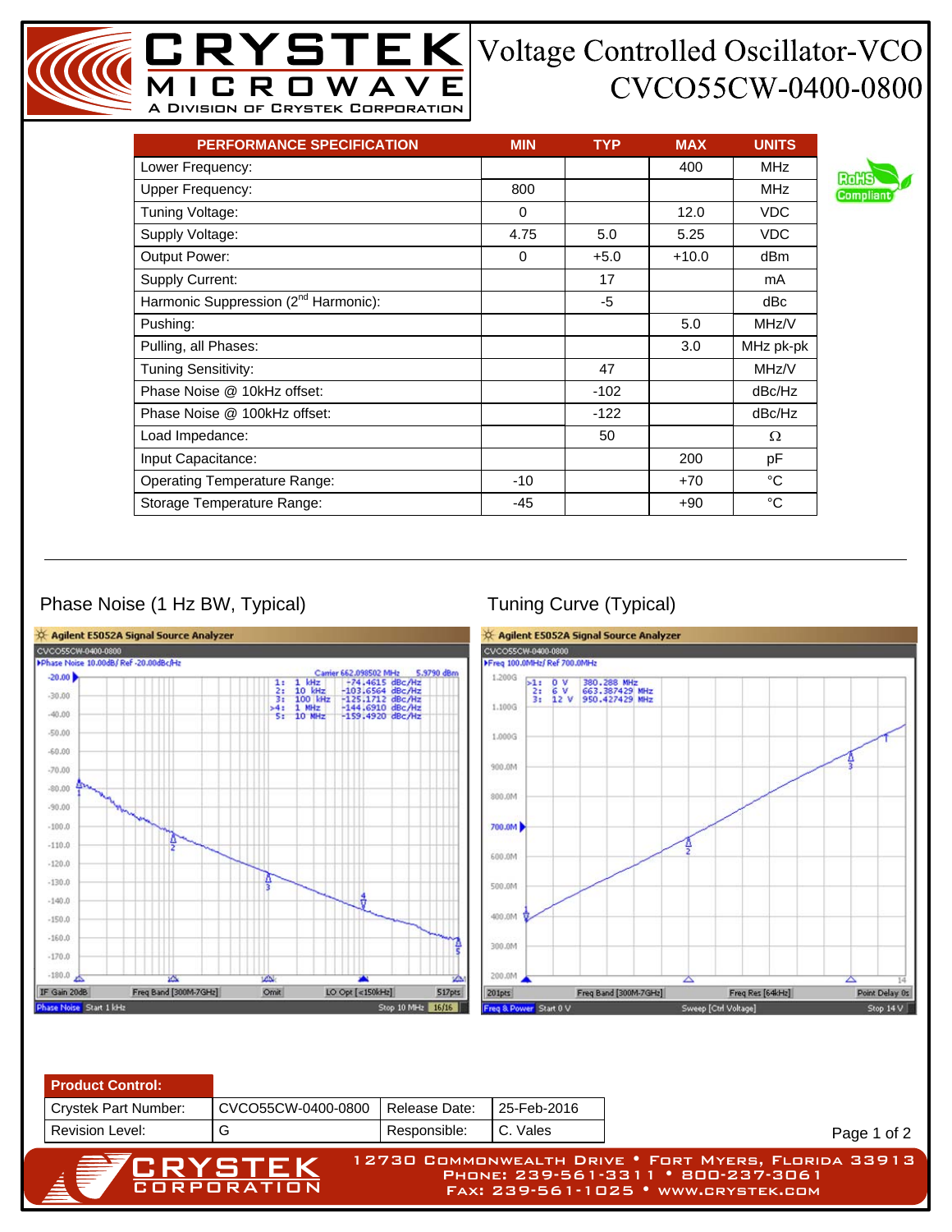# Voltage Controlled Oscillator-VCO
## CVCO55CW-0400-0800

CRYSTEK MICROWAVE — A Division of Crystek Corporation

RoHS Compliant

| PERFORMANCE SPECIFICATION | MIN | TYP | MAX | UNITS |
|---|---|---|---|---|
| Lower Frequency: | | | 400 | MHz |
| Upper Frequency: | 800 | | | MHz |
| Tuning Voltage: | 0 | | 12.0 | VDC |
| Supply Voltage: | 4.75 | 5.0 | 5.25 | VDC |
| Output Power: | 0 | +5.0 | +10.0 | dBm |
| Supply Current: | | 17 | | mA |
| Harmonic Suppression (2nd Harmonic): | | -5 | | dBc |
| Pushing: | | | 5.0 | MHz/V |
| Pulling, all Phases: | | | 3.0 | MHz pk-pk |
| Tuning Sensitivity: | | 47 | | MHz/V |
| Phase Noise @ 10kHz offset: | | -102 | | dBc/Hz |
| Phase Noise @ 100kHz offset: | | -122 | | dBc/Hz |
| Load Impedance: | | 50 | | Ω |
| Input Capacitance: | | | 200 | pF |
| Operating Temperature Range: | -10 | | +70 | °C |
| Storage Temperature Range: | -45 | | +90 | °C |

### Phase Noise (1 Hz BW, Typical)

### Tuning Curve (Typical)

| Product Control: | | | |
|---|---|---|---|
| Crystek Part Number: | CVCO55CW-0400-0800 | Release Date: | 25-Feb-2016 |
| Revision Level: | G | Responsible: | C. Vales |

CRYSTEK CORPORATION
12730 Commonwealth Drive • Fort Myers, Florida 33913
Phone: 239-561-3311 • 800-237-3061
Fax: 239-561-1025 • www.crystek.com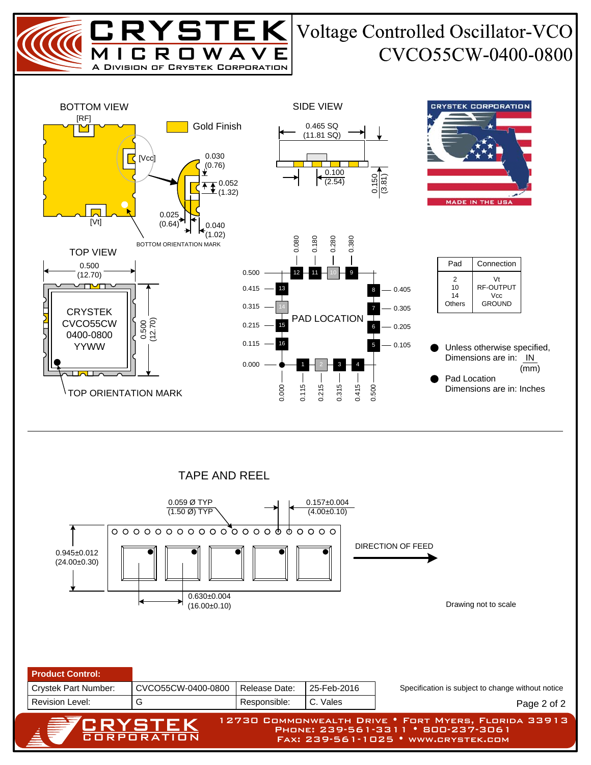# Voltage Controlled Oscillator-VCO
# CVCO55CW-0400-0800

CRYSTEK MICROWAVE
A Division of Crystek Corporation

BOTTOM VIEW

[RF]

[Vcc]

[Vt]

Gold Finish

0.030 (0.76)

0.052 (1.32)

0.025 (0.64)

0.040 (1.02)

BOTTOM ORIENTATION MARK

SIDE VIEW

0.465 SQ (11.81 SQ)

0.100 (2.54)

0.150 (3.81)

CRYSTEK CORPORATION
MADE IN THE USA

TOP VIEW

0.500 (12.70)

CRYSTEK
CVCO55CW
0400-0800
YYWW

0.500 (12.70)

TOP ORIENTATION MARK

PAD LOCATION

0.080 0.180 0.280 0.380

0.500 0.415 0.315 0.215 0.115 0.000

0.405 0.305 0.205 0.105

0.000 0.115 0.215 0.315 0.415 0.500

| Pad | Connection |
|---|---|
| 2 | Vt |
| 10 | RF-OUTPUT |
| 14 | Vcc |
| Others | GROUND |

- Unless otherwise specified, Dimensions are in: IN (mm)
- Pad Location Dimensions are in: Inches

## TAPE AND REEL

0.059 Ø TYP (1.50 Ø) TYP

0.157±0.004 (4.00±0.10)

0.945±0.012 (24.00±0.30)

0.630±0.004 (16.00±0.10)

DIRECTION OF FEED

Drawing not to scale

| Product Control: | | | |
|---|---|---|---|
| Crystek Part Number: | CVCO55CW-0400-0800 | Release Date: | 25-Feb-2016 |
| Revision Level: | G | Responsible: | C. Vales |

Specification is subject to change without notice

CRYSTEK CORPORATION
12730 Commonwealth Drive • Fort Myers, Florida 33913
Phone: 239-561-3311 • 800-237-3061
Fax: 239-561-1025 • www.crystek.com